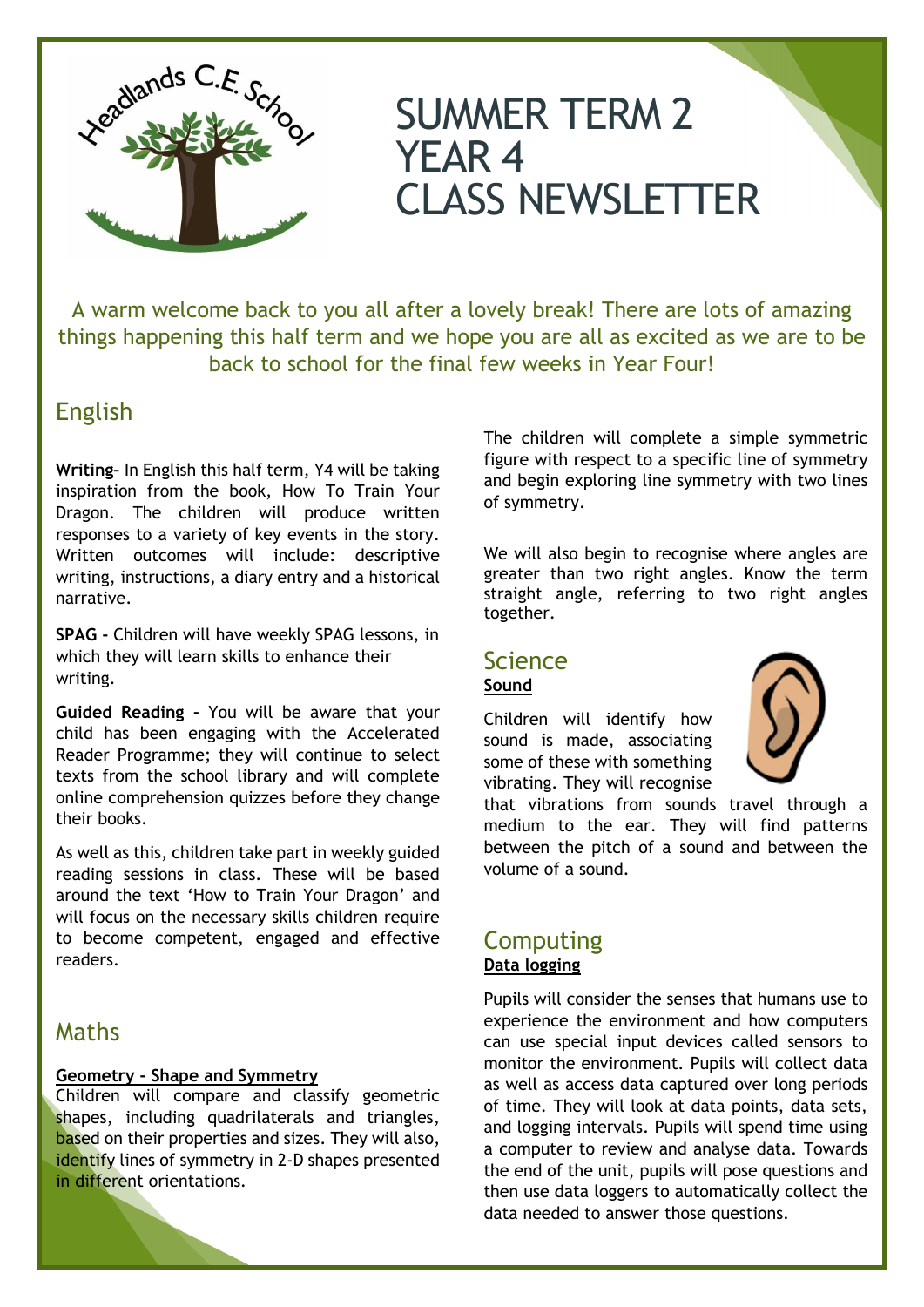# SUMMER TERM 2
# YEAR 4
# CLASS NEWSLETTER

A warm welcome back to you all after a lovely break! There are lots of amazing things happening this half term and we hope you are all as excited as we are to be back to school for the final few weeks in Year Four!

## English

**Writing**- In English this half term, Y4 will be taking inspiration from the book, How To Train Your Dragon. The children will produce written responses to a variety of key events in the story. Written outcomes will include: descriptive writing, instructions, a diary entry and a historical narrative.

**SPAG -** Children will have weekly SPAG lessons, in which they will learn skills to enhance their writing.

**Guided Reading -** You will be aware that your child has been engaging with the Accelerated Reader Programme; they will continue to select texts from the school library and will complete online comprehension quizzes before they change their books.

As well as this, children take part in weekly guided reading sessions in class. These will be based around the text 'How to Train Your Dragon' and will focus on the necessary skills children require to become competent, engaged and effective readers.

## Maths

**Geometry - Shape and Symmetry**

Children will compare and classify geometric shapes, including quadrilaterals and triangles, based on their properties and sizes. They will also, identify lines of symmetry in 2-D shapes presented in different orientations.

The children will complete a simple symmetric figure with respect to a specific line of symmetry and begin exploring line symmetry with two lines of symmetry.

We will also begin to recognise where angles are greater than two right angles. Know the term straight angle, referring to two right angles together.

## Science

**Sound**

Children will identify how sound is made, associating some of these with something vibrating. They will recognise that vibrations from sounds travel through a medium to the ear. They will find patterns between the pitch of a sound and between the volume of a sound.

## Computing

**Data logging**

Pupils will consider the senses that humans use to experience the environment and how computers can use special input devices called sensors to monitor the environment. Pupils will collect data as well as access data captured over long periods of time. They will look at data points, data sets, and logging intervals. Pupils will spend time using a computer to review and analyse data. Towards the end of the unit, pupils will pose questions and then use data loggers to automatically collect the data needed to answer those questions.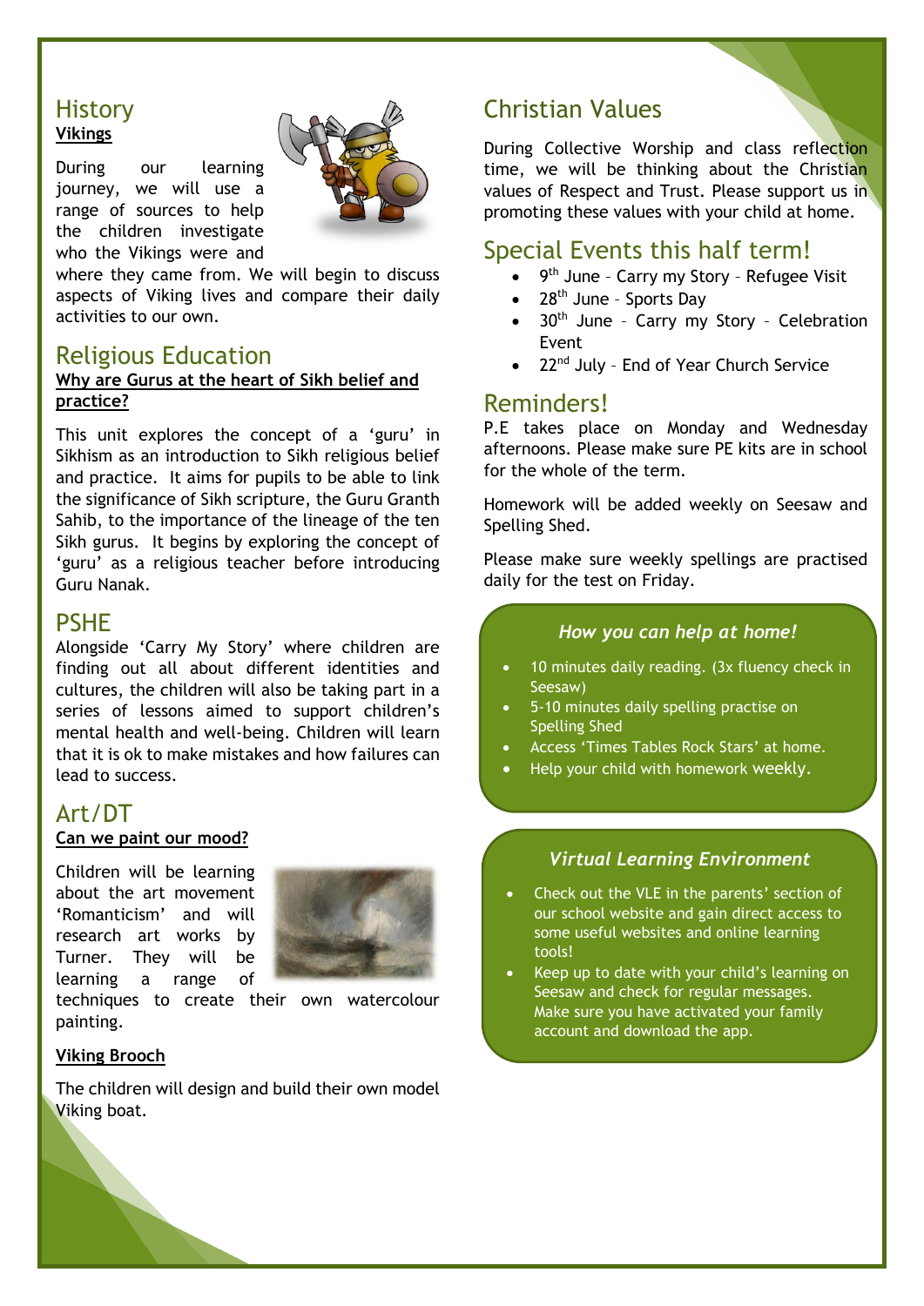## History

### Vikings

During our learning journey, we will use a range of sources to help the children investigate who the Vikings were and where they came from. We will begin to discuss aspects of Viking lives and compare their daily activities to our own.

## Religious Education

### Why are Gurus at the heart of Sikh belief and practice?

This unit explores the concept of a 'guru' in Sikhism as an introduction to Sikh religious belief and practice. It aims for pupils to be able to link the significance of Sikh scripture, the Guru Granth Sahib, to the importance of the lineage of the ten Sikh gurus. It begins by exploring the concept of 'guru' as a religious teacher before introducing Guru Nanak.

## PSHE

Alongside 'Carry My Story' where children are finding out all about different identities and cultures, the children will also be taking part in a series of lessons aimed to support children's mental health and well-being. Children will learn that it is ok to make mistakes and how failures can lead to success.

## Art/DT

### Can we paint our mood?

Children will be learning about the art movement 'Romanticism' and will research art works by Turner. They will be learning a range of techniques to create their own watercolour painting.

### Viking Brooch

The children will design and build their own model Viking boat.

## Christian Values

During Collective Worship and class reflection time, we will be thinking about the Christian values of Respect and Trust. Please support us in promoting these values with your child at home.

## Special Events this half term!

- 9th June – Carry my Story – Refugee Visit
- 28th June – Sports Day
- 30th June – Carry my Story – Celebration Event
- 22nd July – End of Year Church Service

## Reminders!

P.E takes place on Monday and Wednesday afternoons. Please make sure PE kits are in school for the whole of the term.

Homework will be added weekly on Seesaw and Spelling Shed.

Please make sure weekly spellings are practised daily for the test on Friday.

### *How you can help at home!*

- 10 minutes daily reading. (3x fluency check in Seesaw)
- 5-10 minutes daily spelling practise on Spelling Shed
- Access 'Times Tables Rock Stars' at home.
- Help your child with homework weekly.

### *Virtual Learning Environment*

- Check out the VLE in the parents' section of our school website and gain direct access to some useful websites and online learning tools!
- Keep up to date with your child's learning on Seesaw and check for regular messages. Make sure you have activated your family account and download the app.